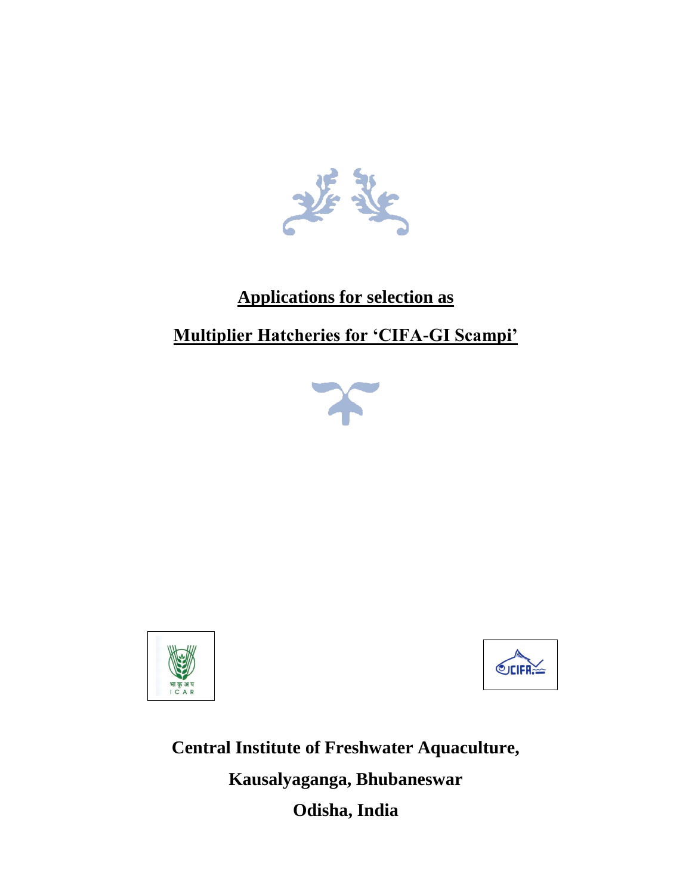# Applications for selection as

# Multiplier Hatcheries for 'CIFA-GI Scampi'

**Central Institute of Freshwater Aquaculture,**

**Kausalyaganga, Bhubaneswar**

**Odisha, India**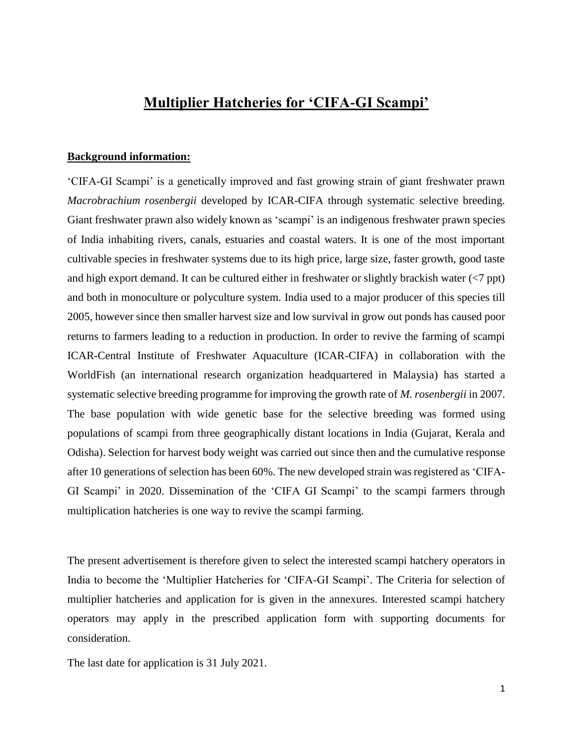## **Multiplier Hatcheries for 'CIFA-GI Scampi'**

**Background information:**

'CIFA-GI Scampi' is a genetically improved and fast growing strain of giant freshwater prawn *Macrobrachium rosenbergii* developed by ICAR-CIFA through systematic selective breeding. Giant freshwater prawn also widely known as 'scampi' is an indigenous freshwater prawn species of India inhabiting rivers, canals, estuaries and coastal waters. It is one of the most important cultivable species in freshwater systems due to its high price, large size, faster growth, good taste and high export demand. It can be cultured either in freshwater or slightly brackish water (<7 ppt) and both in monoculture or polyculture system. India used to a major producer of this species till 2005, however since then smaller harvest size and low survival in grow out ponds has caused poor returns to farmers leading to a reduction in production. In order to revive the farming of scampi ICAR-Central Institute of Freshwater Aquaculture (ICAR-CIFA) in collaboration with the WorldFish (an international research organization headquartered in Malaysia) has started a systematic selective breeding programme for improving the growth rate of *M. rosenbergii* in 2007. The base population with wide genetic base for the selective breeding was formed using populations of scampi from three geographically distant locations in India (Gujarat, Kerala and Odisha). Selection for harvest body weight was carried out since then and the cumulative response after 10 generations of selection has been 60%. The new developed strain was registered as 'CIFA-GI Scampi' in 2020. Dissemination of the 'CIFA GI Scampi' to the scampi farmers through multiplication hatcheries is one way to revive the scampi farming.

The present advertisement is therefore given to select the interested scampi hatchery operators in India to become the 'Multiplier Hatcheries for 'CIFA-GI Scampi'. The Criteria for selection of multiplier hatcheries and application for is given in the annexures. Interested scampi hatchery operators may apply in the prescribed application form with supporting documents for consideration.

The last date for application is 31 July 2021.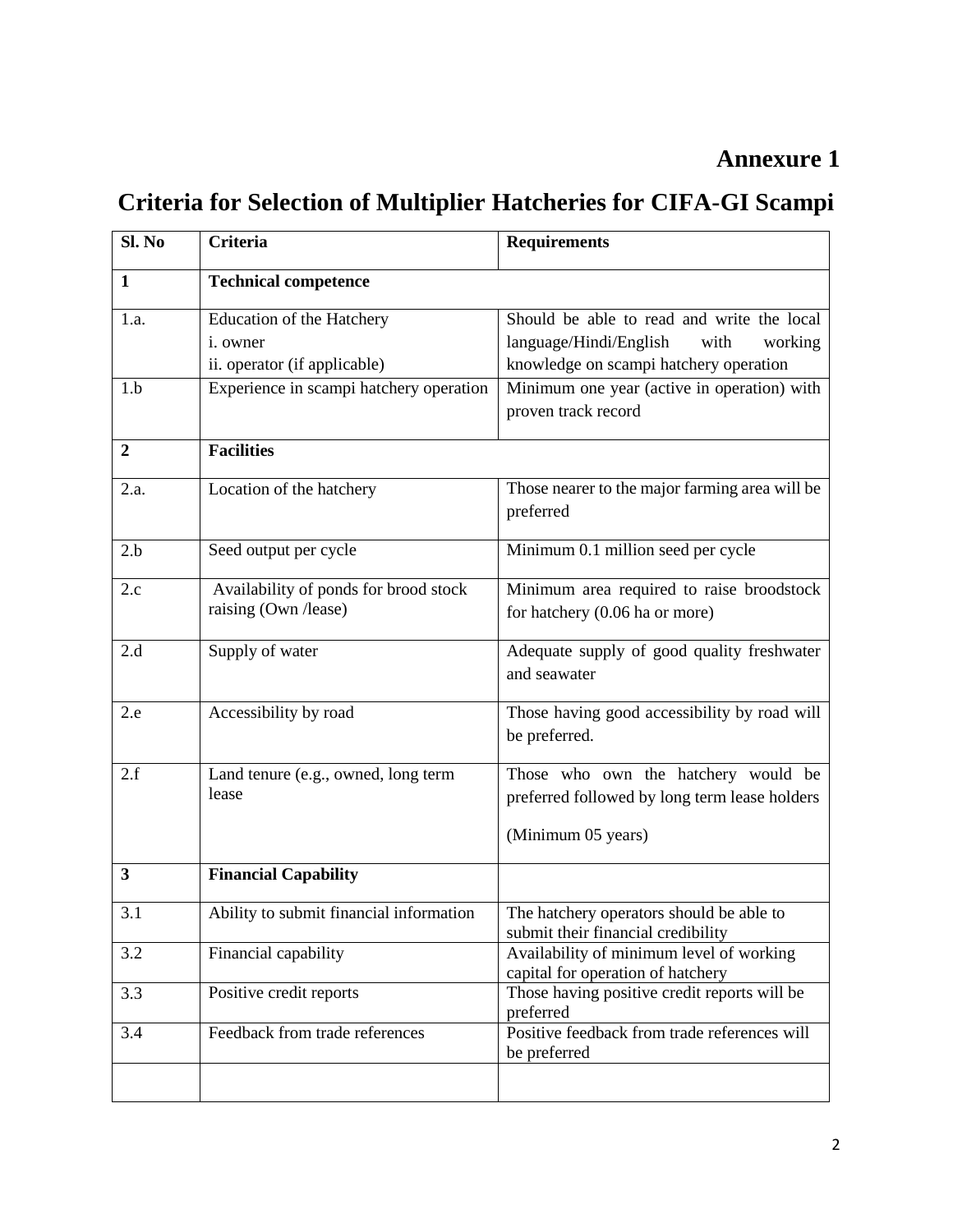**Annexure 1**

# Criteria for Selection of Multiplier Hatcheries for CIFA-GI Scampi

| Sl. No | Criteria | Requirements |
|---|---|---|
| **1** | **Technical competence** | |
| 1.a. | Education of the Hatchery<br>i. owner<br>ii. operator (if applicable) | Should be able to read and write the local language/Hindi/English with working knowledge on scampi hatchery operation |
| 1.b | Experience in scampi hatchery operation | Minimum one year (active in operation) with proven track record |
| **2** | **Facilities** | |
| 2.a. | Location of the hatchery | Those nearer to the major farming area will be preferred |
| 2.b | Seed output per cycle | Minimum 0.1 million seed per cycle |
| 2.c | Availability of ponds for brood stock raising (Own /lease) | Minimum area required to raise broodstock for hatchery (0.06 ha or more) |
| 2.d | Supply of water | Adequate supply of good quality freshwater and seawater |
| 2.e | Accessibility by road | Those having good accessibility by road will be preferred. |
| 2.f | Land tenure (e.g., owned, long term lease | Those who own the hatchery would be preferred followed by long term lease holders<br>(Minimum 05 years) |
| **3** | **Financial Capability** | |
| 3.1 | Ability to submit financial information | The hatchery operators should be able to submit their financial credibility |
| 3.2 | Financial capability | Availability of minimum level of working capital for operation of hatchery |
| 3.3 | Positive credit reports | Those having positive credit reports will be preferred |
| 3.4 | Feedback from trade references | Positive feedback from trade references will be preferred |
| | | |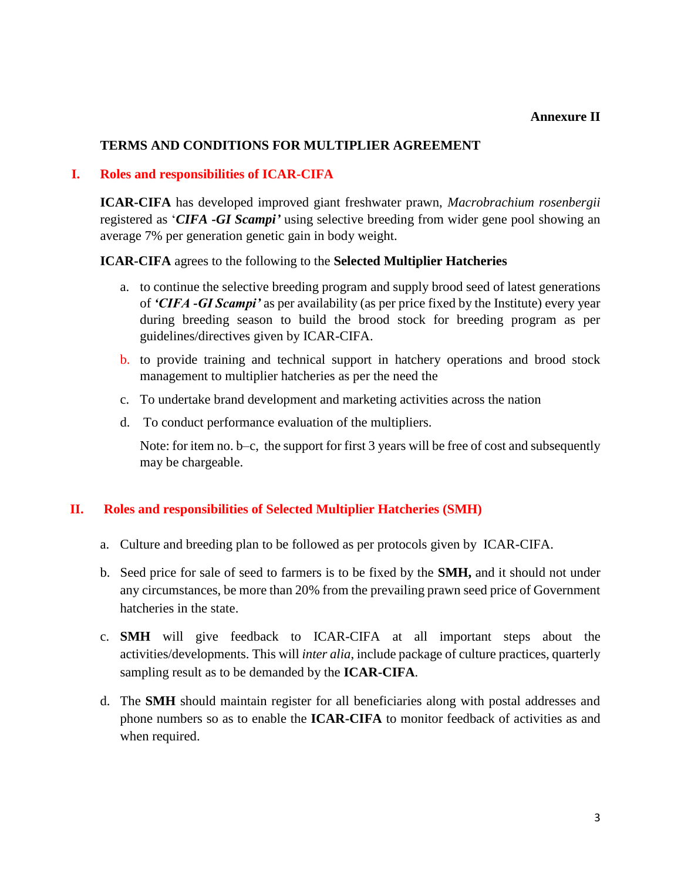**Annexure II**

## TERMS AND CONDITIONS FOR MULTIPLIER AGREEMENT

### I. Roles and responsibilities of ICAR-CIFA

**ICAR-CIFA** has developed improved giant freshwater prawn, *Macrobrachium rosenbergii* registered as '***CIFA -GI Scampi'*** using selective breeding from wider gene pool showing an average 7% per generation genetic gain in body weight.

**ICAR-CIFA** agrees to the following to the **Selected Multiplier Hatcheries**

a. to continue the selective breeding program and supply brood seed of latest generations of ***'CIFA -GI Scampi'*** as per availability (as per price fixed by the Institute) every year during breeding season to build the brood stock for breeding program as per guidelines/directives given by ICAR-CIFA.

b. to provide training and technical support in hatchery operations and brood stock management to multiplier hatcheries as per the need the

c. To undertake brand development and marketing activities across the nation

d. To conduct performance evaluation of the multipliers.

Note: for item no. b–c, the support for first 3 years will be free of cost and subsequently may be chargeable.

### II. Roles and responsibilities of Selected Multiplier Hatcheries (SMH)

a. Culture and breeding plan to be followed as per protocols given by ICAR-CIFA.

b. Seed price for sale of seed to farmers is to be fixed by the **SMH,** and it should not under any circumstances, be more than 20% from the prevailing prawn seed price of Government hatcheries in the state.

c. **SMH** will give feedback to ICAR-CIFA at all important steps about the activities/developments. This will *inter alia*, include package of culture practices, quarterly sampling result as to be demanded by the **ICAR-CIFA**.

d. The **SMH** should maintain register for all beneficiaries along with postal addresses and phone numbers so as to enable the **ICAR-CIFA** to monitor feedback of activities as and when required.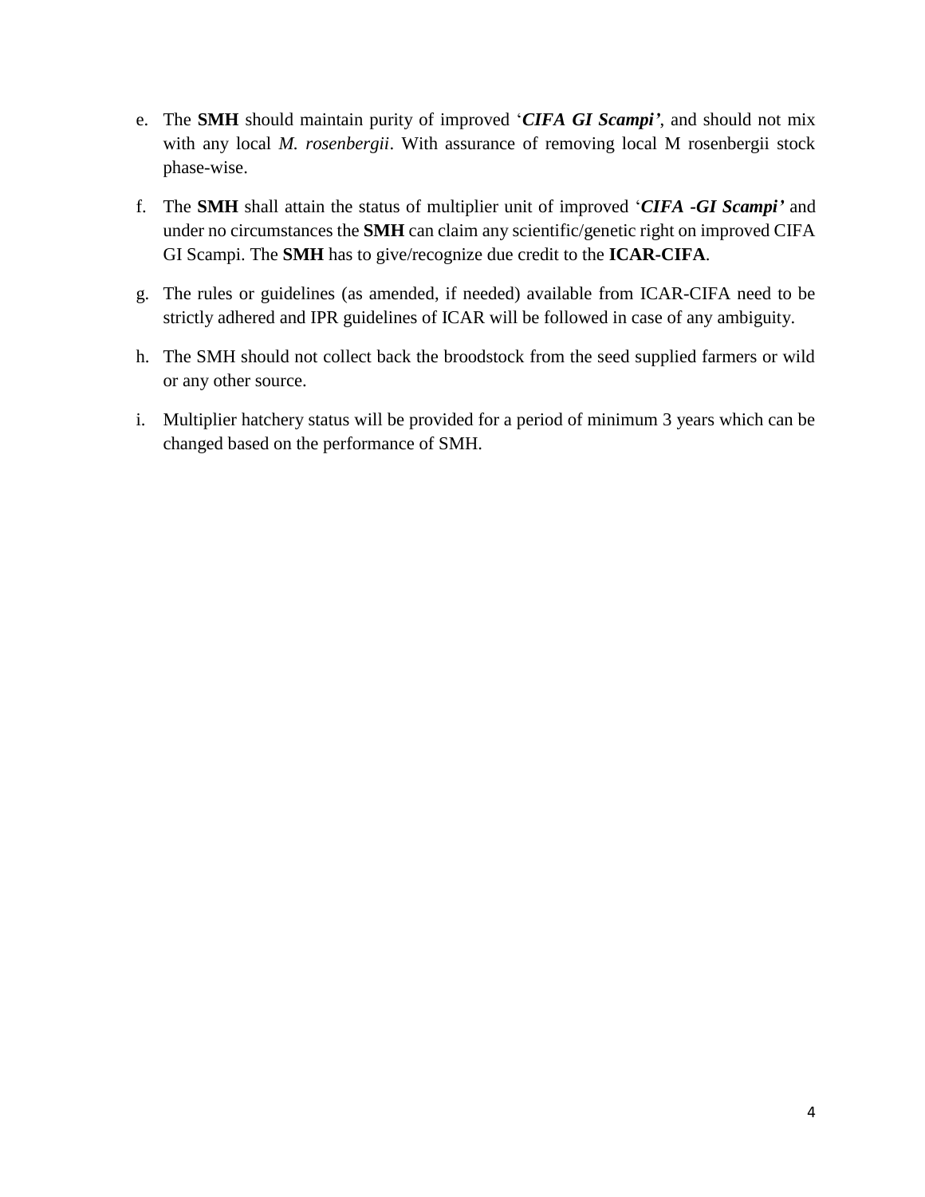e. The **SMH** should maintain purity of improved '***CIFA GI Scampi'***, and should not mix with any local *M. rosenbergii*. With assurance of removing local M rosenbergii stock phase-wise.

f. The **SMH** shall attain the status of multiplier unit of improved '***CIFA -GI Scampi'*** and under no circumstances the **SMH** can claim any scientific/genetic right on improved CIFA GI Scampi. The **SMH** has to give/recognize due credit to the **ICAR-CIFA**.

g. The rules or guidelines (as amended, if needed) available from ICAR-CIFA need to be strictly adhered and IPR guidelines of ICAR will be followed in case of any ambiguity.

h. The SMH should not collect back the broodstock from the seed supplied farmers or wild or any other source.

i. Multiplier hatchery status will be provided for a period of minimum 3 years which can be changed based on the performance of SMH.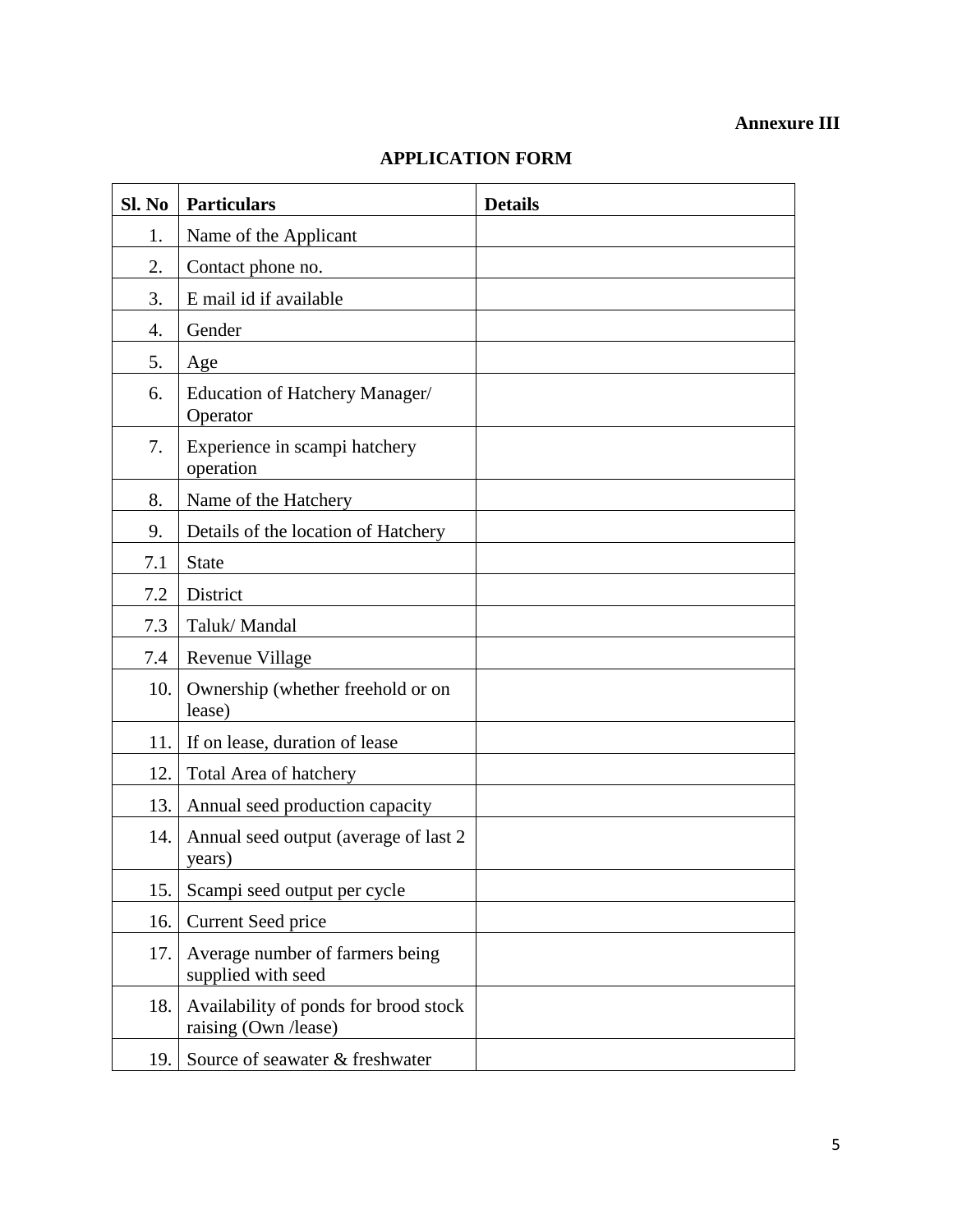**Annexure III**

## APPLICATION FORM

| Sl. No | Particulars | Details |
|---|---|---|
| 1. | Name of the Applicant | |
| 2. | Contact phone no. | |
| 3. | E mail id if available | |
| 4. | Gender | |
| 5. | Age | |
| 6. | Education of Hatchery Manager/ Operator | |
| 7. | Experience in scampi hatchery operation | |
| 8. | Name of the Hatchery | |
| 9. | Details of the location of Hatchery | |
| 7.1 | State | |
| 7.2 | District | |
| 7.3 | Taluk/ Mandal | |
| 7.4 | Revenue Village | |
| 10. | Ownership (whether freehold or on lease) | |
| 11. | If on lease, duration of lease | |
| 12. | Total Area of hatchery | |
| 13. | Annual seed production capacity | |
| 14. | Annual seed output (average of last 2 years) | |
| 15. | Scampi seed output per cycle | |
| 16. | Current Seed price | |
| 17. | Average number of farmers being supplied with seed | |
| 18. | Availability of ponds for brood stock raising (Own /lease) | |
| 19. | Source of seawater & freshwater | |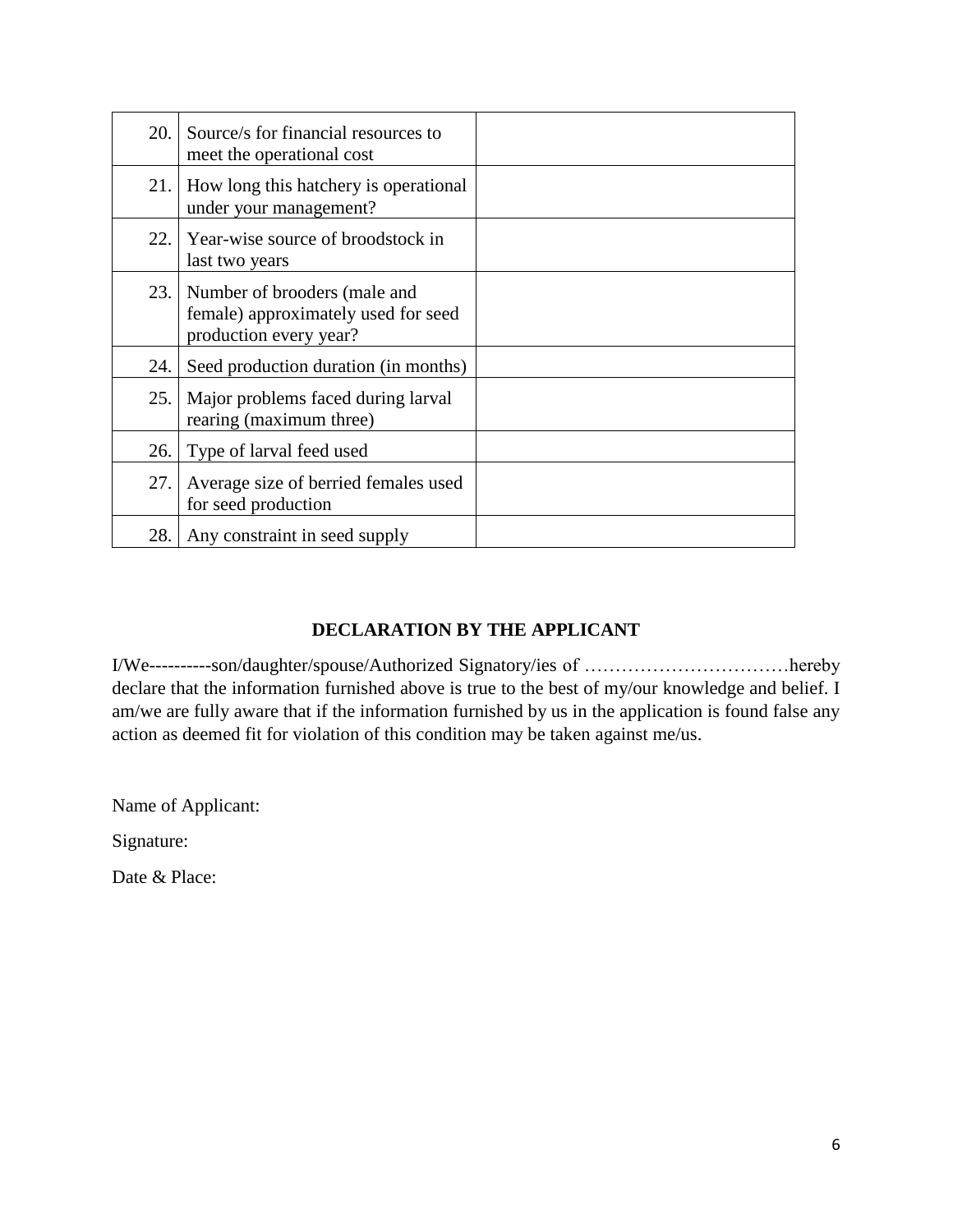| | | |
|---|---|---|
| 20. | Source/s for financial resources to meet the operational cost | |
| 21. | How long this hatchery is operational under your management? | |
| 22. | Year-wise source of broodstock in last two years | |
| 23. | Number of brooders (male and female) approximately used for seed production every year? | |
| 24. | Seed production duration (in months) | |
| 25. | Major problems faced during larval rearing (maximum three) | |
| 26. | Type of larval feed used | |
| 27. | Average size of berried females used for seed production | |
| 28. | Any constraint in seed supply | |

**DECLARATION BY THE APPLICANT**

I/We----------son/daughter/spouse/Authorized Signatory/ies of ……………………………hereby declare that the information furnished above is true to the best of my/our knowledge and belief. I am/we are fully aware that if the information furnished by us in the application is found false any action as deemed fit for violation of this condition may be taken against me/us.

Name of Applicant:

Signature:

Date & Place: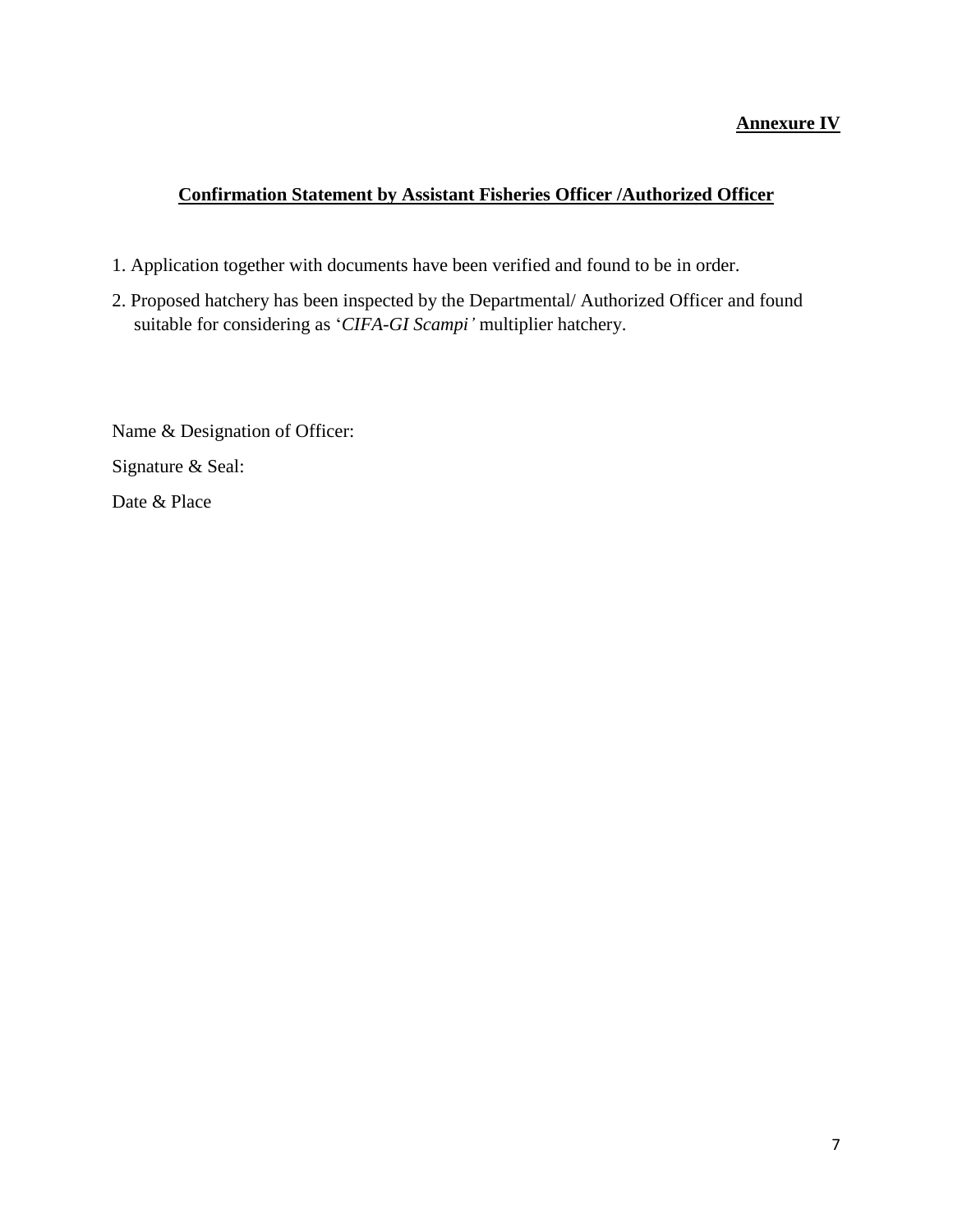**Annexure IV**

## Confirmation Statement by Assistant Fisheries Officer /Authorized Officer

1. Application together with documents have been verified and found to be in order.
2. Proposed hatchery has been inspected by the Departmental/ Authorized Officer and found suitable for considering as '*CIFA-GI Scampi'* multiplier hatchery.

Name & Designation of Officer:

Signature & Seal:

Date & Place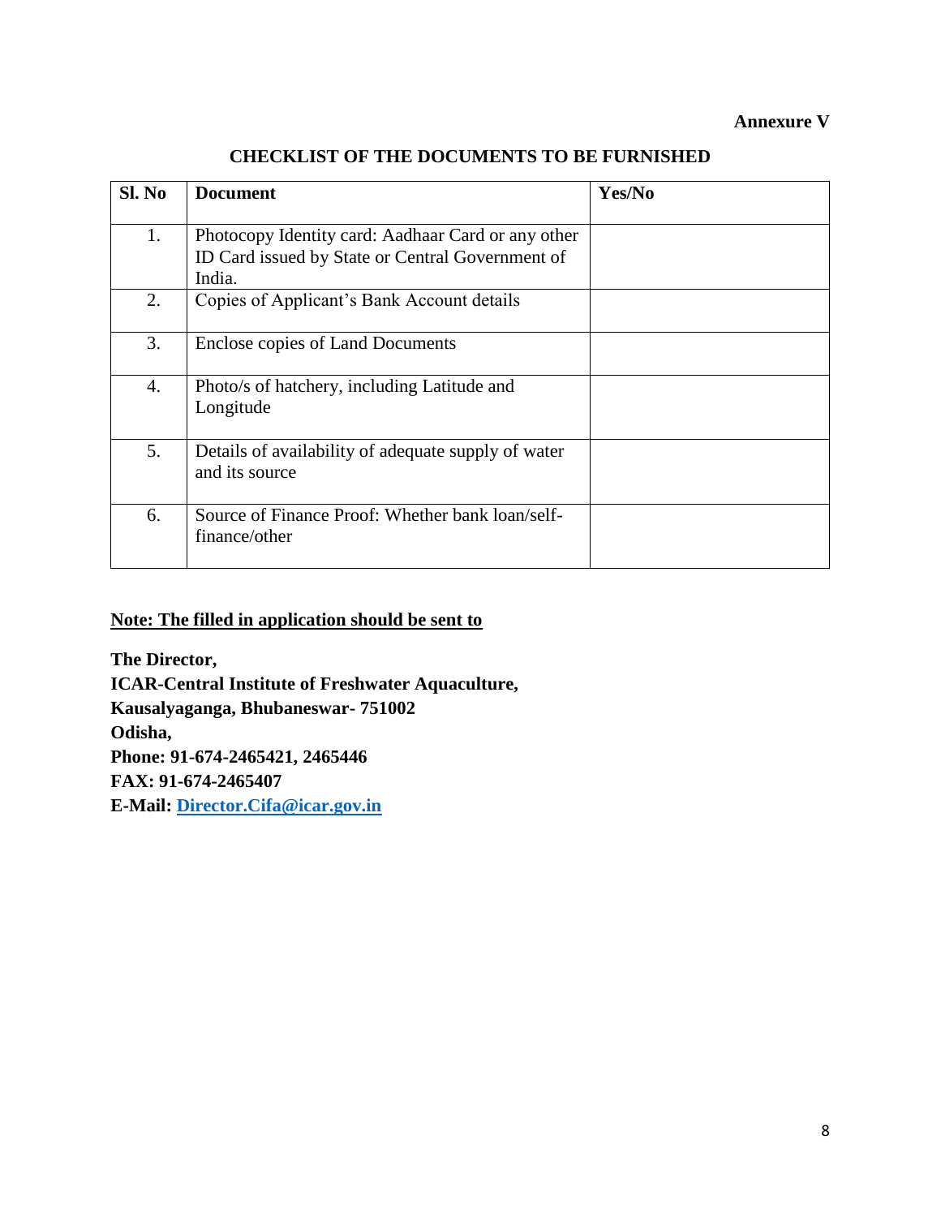**Annexure V**

## CHECKLIST OF THE DOCUMENTS TO BE FURNISHED

| Sl. No | Document | Yes/No |
|---|---|---|
| 1. | Photocopy Identity card: Aadhaar Card or any other ID Card issued by State or Central Government of India. | |
| 2. | Copies of Applicant's Bank Account details | |
| 3. | Enclose copies of Land Documents | |
| 4. | Photo/s of hatchery, including Latitude and Longitude | |
| 5. | Details of availability of adequate supply of water and its source | |
| 6. | Source of Finance Proof: Whether bank loan/self-finance/other | |

**Note: The filled in application should be sent to**

**The Director,**
**ICAR-Central Institute of Freshwater Aquaculture,**
**Kausalyaganga, Bhubaneswar- 751002**
**Odisha,**
**Phone: 91-674-2465421, 2465446**
**FAX: 91-674-2465407**
**E-Mail: Director.Cifa@icar.gov.in**